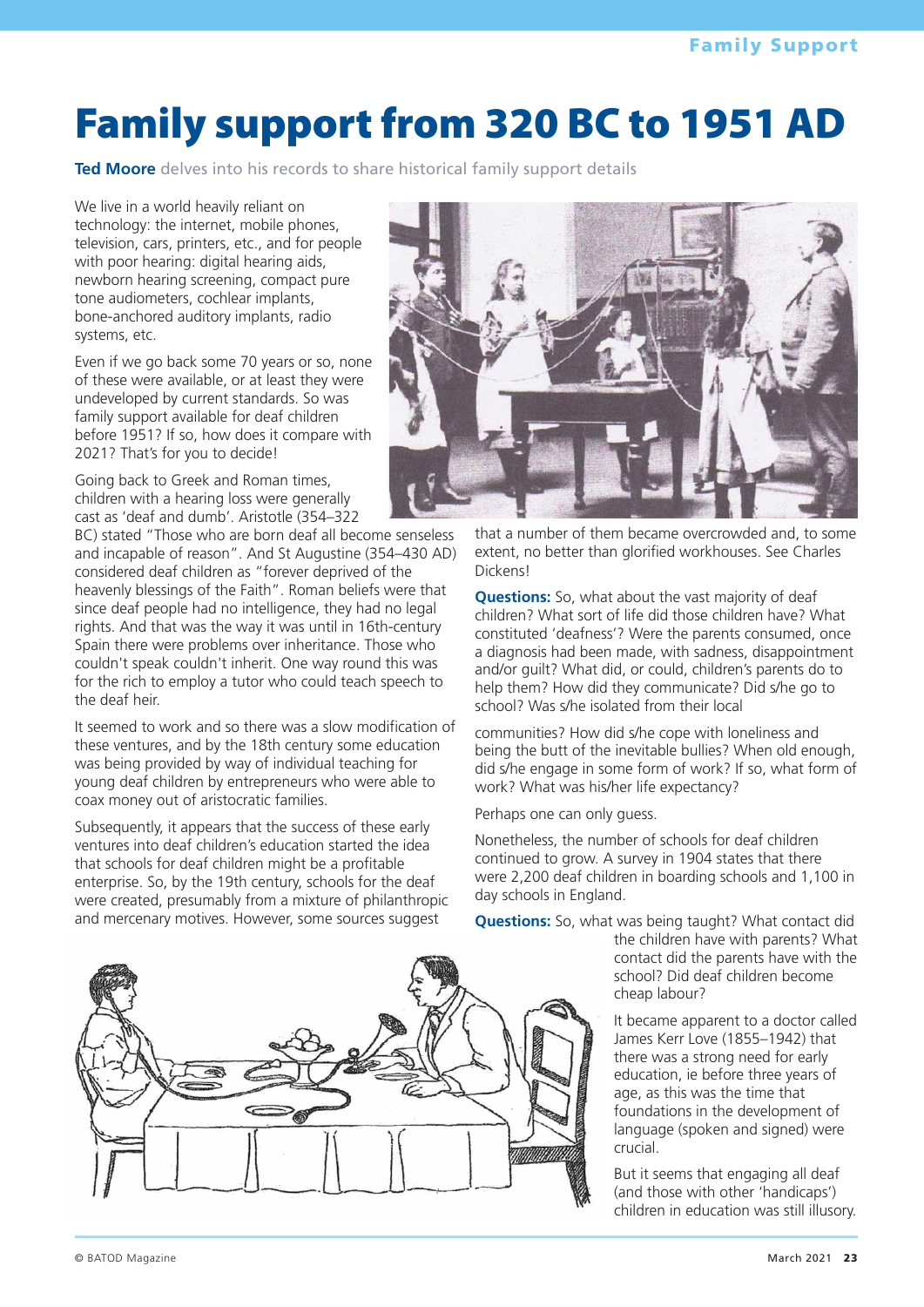# Family support from 320 BC to 1951 AD

**Ted Moore** delves into his records to share historical family support details

We live in a world heavily reliant on technology: the internet, mobile phones, television, cars, printers, etc., and for people with poor hearing: digital hearing aids, newborn hearing screening, compact pure tone audiometers, cochlear implants, bone-anchored auditory implants, radio systems, etc.

Even if we go back some 70 years or so, none of these were available, or at least they were undeveloped by current standards. So was family support available for deaf children before 1951? If so, how does it compare with 2021? That's for you to decide!

Going back to Greek and Roman times, children with a hearing loss were generally cast as 'deaf and dumb'. Aristotle (354–322 BC) stated "Those who are born deaf all become senseless and incapable of reason". And St Augustine (354–430 AD) considered deaf children as "forever deprived of the heavenly blessings of the Faith". Roman beliefs were that since deaf people had no intelligence, they had no legal rights. And that was the way it was until in 16th-century Spain there were problems over inheritance. Those who couldn't speak couldn't inherit. One way round this was for the rich to employ a tutor who could teach speech to the deaf heir.

It seemed to work and so there was a slow modification of these ventures, and by the 18th century some education was being provided by way of individual teaching for young deaf children by entrepreneurs who were able to coax money out of aristocratic families.

Subsequently, it appears that the success of these early ventures into deaf children's education started the idea that schools for deaf children might be a profitable enterprise. So, by the 19th century, schools for the deaf were created, presumably from a mixture of philanthropic and mercenary motives. However, some sources suggest that a number of them became overcrowded and, to some extent, no better than glorified workhouses. See Charles Dickens!

**Questions:** So, what about the vast majority of deaf children? What sort of life did those children have? What constituted 'deafness'? Were the parents consumed, once a diagnosis had been made, with sadness, disappointment and/or guilt? What did, or could, children's parents do to help them? How did they communicate? Did s/he go to school? Was s/he isolated from their local communities? How did s/he cope with loneliness and being the butt of the inevitable bullies? When old enough, did s/he engage in some form of work? If so, what form of work? What was his/her life expectancy?

Perhaps one can only guess.

Nonetheless, the number of schools for deaf children continued to grow. A survey in 1904 states that there were 2,200 deaf children in boarding schools and 1,100 in day schools in England.

**Questions:** So, what was being taught? What contact did the children have with parents? What contact did the parents have with the school? Did deaf children become cheap labour?

It became apparent to a doctor called James Kerr Love (1855–1942) that there was a strong need for early education, ie before three years of age, as this was the time that foundations in the development of language (spoken and signed) were crucial.

But it seems that engaging all deaf (and those with other 'handicaps') children in education was still illusory.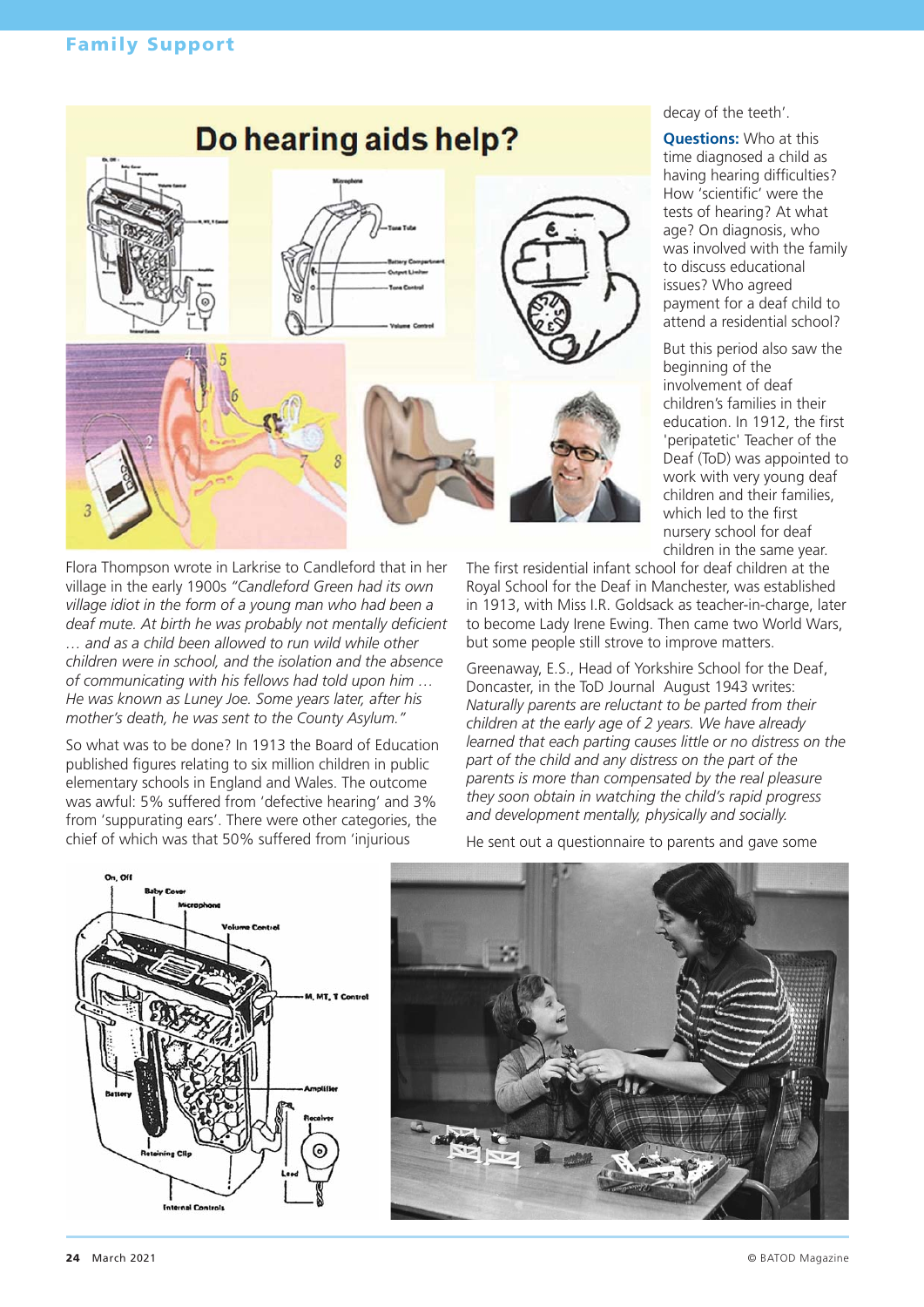decay of the teeth'.

**Questions:** Who at this time diagnosed a child as having hearing difficulties? How 'scientific' were the tests of hearing? At what age? On diagnosis, who was involved with the family to discuss educational issues? Who agreed payment for a deaf child to attend a residential school?

But this period also saw the beginning of the involvement of deaf children's families in their education. In 1912, the first 'peripatetic' Teacher of the Deaf (ToD) was appointed to work with very young deaf children and their families, which led to the first nursery school for deaf children in the same year.

Flora Thompson wrote in Larkrise to Candleford that in her village in the early 1900s *"Candleford Green had its own village idiot in the form of a young man who had been a deaf mute. At birth he was probably not mentally deficient … and as a child been allowed to run wild while other children were in school, and the isolation and the absence of communicating with his fellows had told upon him … He was known as Luney Joe. Some years later, after his mother's death, he was sent to the County Asylum."*

So what was to be done? In 1913 the Board of Education published figures relating to six million children in public elementary schools in England and Wales. The outcome was awful: 5% suffered from 'defective hearing' and 3% from 'suppurating ears'. There were other categories, the chief of which was that 50% suffered from 'injurious

The first residential infant school for deaf children at the Royal School for the Deaf in Manchester, was established in 1913, with Miss I.R. Goldsack as teacher-in-charge, later to become Lady Irene Ewing. Then came two World Wars, but some people still strove to improve matters.

Greenaway, E.S., Head of Yorkshire School for the Deaf, Doncaster, in the ToD Journal August 1943 writes: *Naturally parents are reluctant to be parted from their children at the early age of 2 years. We have already learned that each parting causes little or no distress on the part of the child and any distress on the part of the parents is more than compensated by the real pleasure they soon obtain in watching the child's rapid progress and development mentally, physically and socially.*

He sent out a questionnaire to parents and gave some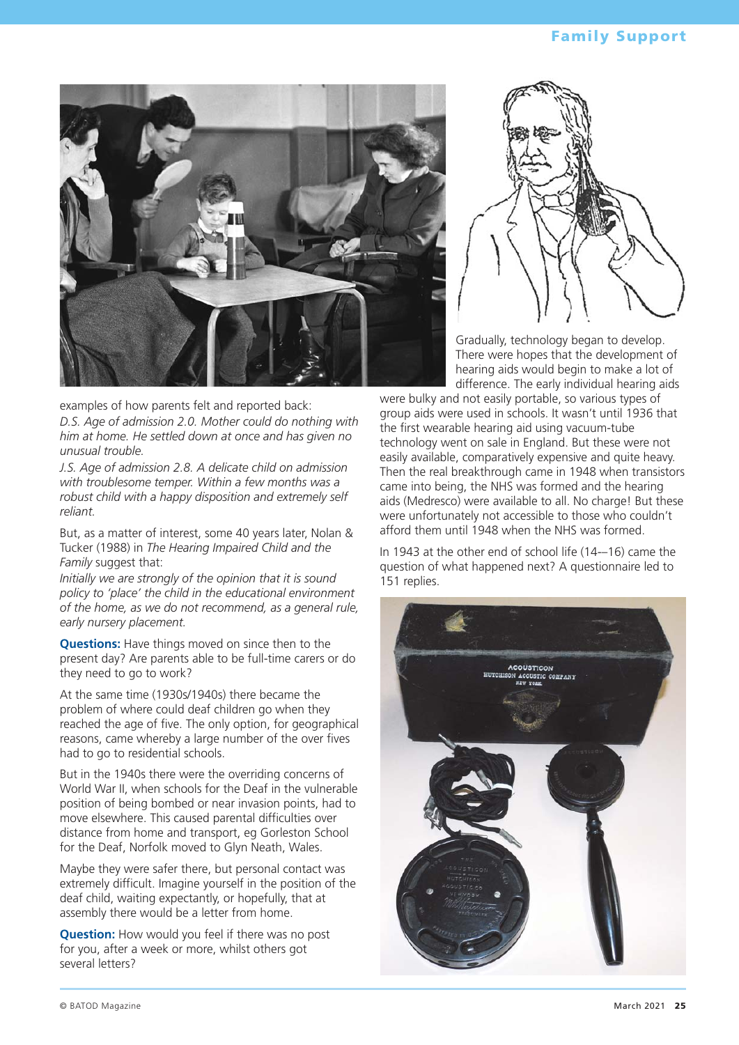examples of how parents felt and reported back:

*D.S. Age of admission 2.0. Mother could do nothing with him at home. He settled down at once and has given no unusual trouble.*

*J.S. Age of admission 2.8. A delicate child on admission with troublesome temper. Within a few months was a robust child with a happy disposition and extremely self reliant.*

But, as a matter of interest, some 40 years later, Nolan & Tucker (1988) in *The Hearing Impaired Child and the Family* suggest that:

*Initially we are strongly of the opinion that it is sound policy to 'place' the child in the educational environment of the home, as we do not recommend, as a general rule, early nursery placement.*

**Questions:** Have things moved on since then to the present day? Are parents able to be full-time carers or do they need to go to work?

At the same time (1930s/1940s) there became the problem of where could deaf children go when they reached the age of five. The only option, for geographical reasons, came whereby a large number of the over fives had to go to residential schools.

But in the 1940s there were the overriding concerns of World War II, when schools for the Deaf in the vulnerable position of being bombed or near invasion points, had to move elsewhere. This caused parental difficulties over distance from home and transport, eg Gorleston School for the Deaf, Norfolk moved to Glyn Neath, Wales.

Maybe they were safer there, but personal contact was extremely difficult. Imagine yourself in the position of the deaf child, waiting expectantly, or hopefully, that at assembly there would be a letter from home.

**Question:** How would you feel if there was no post for you, after a week or more, whilst others got several letters?

Gradually, technology began to develop. There were hopes that the development of hearing aids would begin to make a lot of difference. The early individual hearing aids were bulky and not easily portable, so various types of group aids were used in schools. It wasn't until 1936 that the first wearable hearing aid using vacuum-tube technology went on sale in England. But these were not easily available, comparatively expensive and quite heavy. Then the real breakthrough came in 1948 when transistors came into being, the NHS was formed and the hearing aids (Medresco) were available to all. No charge! But these were unfortunately not accessible to those who couldn't afford them until 1948 when the NHS was formed.

In 1943 at the other end of school life (14-–16) came the question of what happened next? A questionnaire led to 151 replies.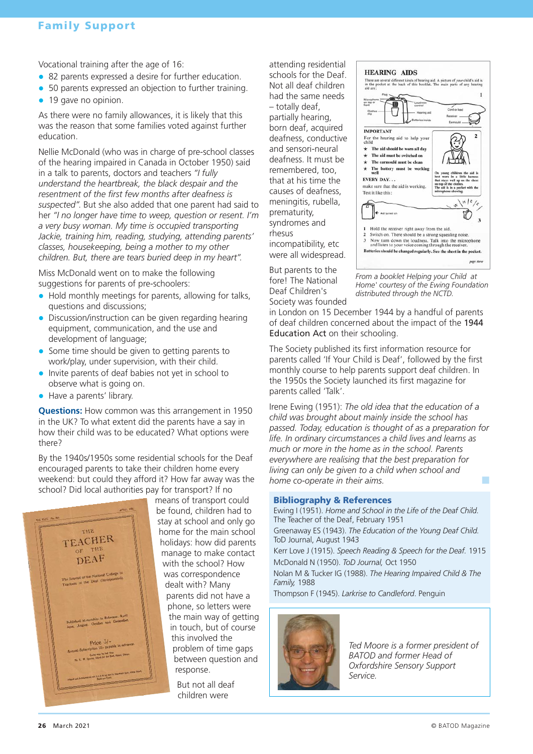Vocational training after the age of 16:

- 82 parents expressed a desire for further education.
- 50 parents expressed an objection to further training.
- 19 gave no opinion.

As there were no family allowances, it is likely that this was the reason that some families voted against further education.

Nellie McDonald (who was in charge of pre-school classes of the hearing impaired in Canada in October 1950) said in a talk to parents, doctors and teachers *"I fully understand the heartbreak, the black despair and the resentment of the first few months after deafness is suspected"*. But she also added that one parent had said to her *"I no longer have time to weep, question or resent. I'm a very busy woman. My time is occupied transporting Jackie, training him, reading, studying, attending parents' classes, housekeeping, being a mother to my other children. But, there are tears buried deep in my heart"*.

Miss McDonald went on to make the following suggestions for parents of pre-schoolers:

- Hold monthly meetings for parents, allowing for talks, questions and discussions;
- Discussion/instruction can be given regarding hearing equipment, communication, and the use and development of language;
- Some time should be given to getting parents to work/play, under supervision, with their child.
- Invite parents of deaf babies not yet in school to observe what is going on.
- Have a parents' library.

**Questions:** How common was this arrangement in 1950 in the UK? To what extent did the parents have a say in how their child was to be educated? What options were there?

By the 1940s/1950s some residential schools for the Deaf encouraged parents to take their children home every weekend: but could they afford it? How far away was the school? Did local authorities pay for transport? If no means of transport could be found, children had to stay at school and only go home for the main school holidays: how did parents manage to make contact with the school? How was correspondence dealt with? Many parents did not have a phone, so letters were the main way of getting in touch, but of course this involved the problem of time gaps between question and response.

But not all deaf children were attending residential schools for the Deaf. Not all deaf children had the same needs – totally deaf, partially hearing, born deaf, acquired deafness, conductive and sensori-neural deafness. It must be remembered, too, that at his time the causes of deafness, meningitis, rubella, prematurity, syndromes and rhesus incompatibility, etc were all widespread.

But parents to the fore! The National Deaf Children's Society was founded in London on 15 December 1944 by a handful of parents of deaf children concerned about the impact of the 1944 Education Act on their schooling.

The Society published its first information resource for parents called 'If Your Child is Deaf', followed by the first monthly course to help parents support deaf children. In the 1950s the Society launched its first magazine for parents called 'Talk'.

Irene Ewing (1951): *The old idea that the education of a child was brought about mainly inside the school has passed. Today, education is thought of as a preparation for life. In ordinary circumstances a child lives and learns as much or more in the home as in the school. Parents everywhere are realising that the best preparation for living can only be given to a child when school and home co-operate in their aims.*

*From a booklet Helping your Child at Home' courtesy of the Ewing Foundation distributed through the NCTD.*

## Bibliography & References

Ewing I (1951). *Home and School in the Life of the Deaf Child.* The Teacher of the Deaf, February 1951

Greenaway ES (1943). *The Education of the Young Deaf Child.* ToD Journal, August 1943

Kerr Love J (1915). *Speech Reading & Speech for the Deaf.* 1915

McDonald N (1950). *ToD Journal,* Oct 1950

Nolan M & Tucker IG (1988). *The Hearing Impaired Child & The Family,* 1988

Thompson F (1945). *Larkrise to Candleford.* Penguin

*Ted Moore is a former president of BATOD and former Head of Oxfordshire Sensory Support Service.*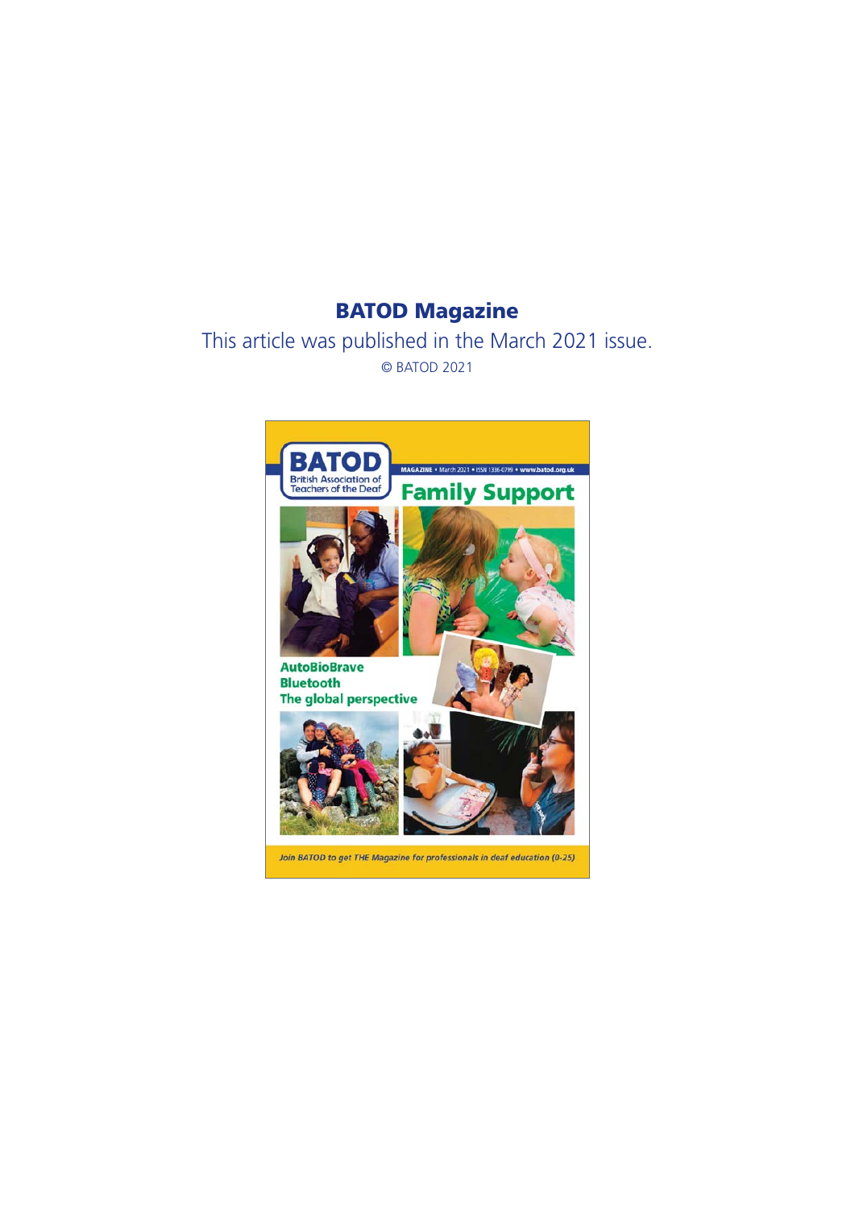# BATOD Magazine

This article was published in the March 2021 issue.

© BATOD 2021